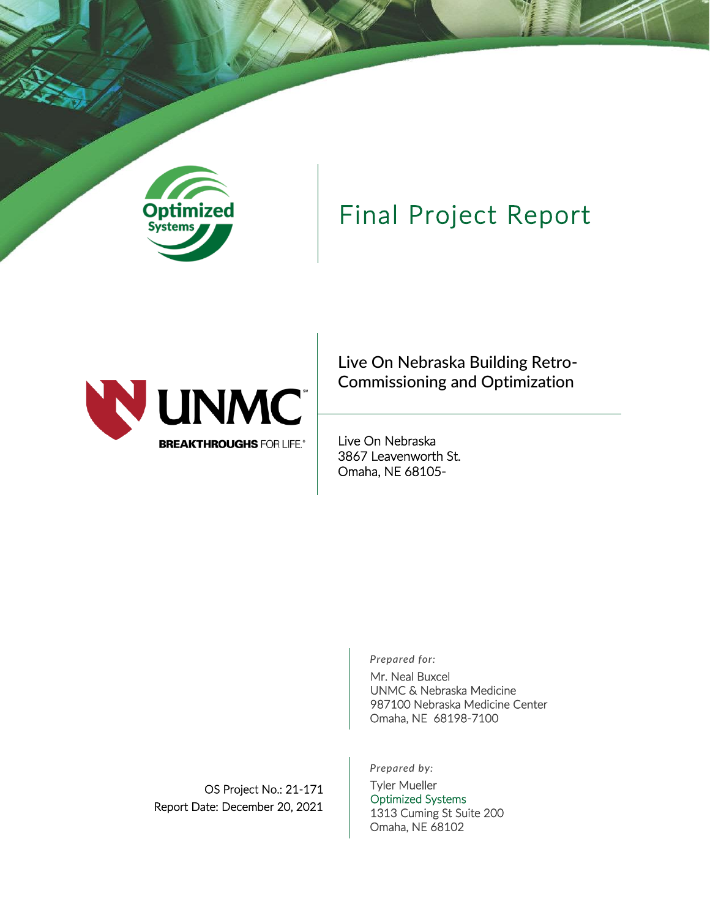# Final Project Report

## Live On Nebraska Building Retro-Commissioning and Optimization

Live On Nebraska
3867 Leavenworth St.
Omaha, NE 68105-

*Prepared for:*

Mr. Neal Buxcel
UNMC & Nebraska Medicine
987100 Nebraska Medicine Center
Omaha, NE 68198-7100

OS Project No.: 21-171
Report Date: December 20, 2021

*Prepared by:*

Tyler Mueller
Optimized Systems
1313 Cuming St Suite 200
Omaha, NE 68102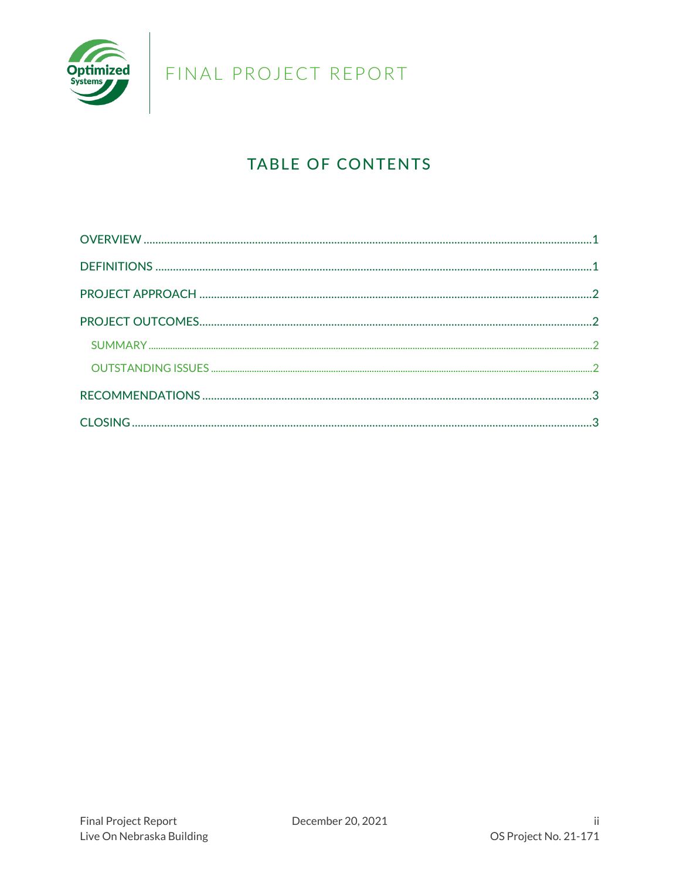# TABLE OF CONTENTS

- OVERVIEW ........................................................ 1
- DEFINITIONS ........................................................ 1
- PROJECT APPROACH ........................................................ 2
- PROJECT OUTCOMES ........................................................ 2
  - SUMMARY ........................................................ 2
  - OUTSTANDING ISSUES ........................................................ 2
- RECOMMENDATIONS ........................................................ 3
- CLOSING ........................................................ 3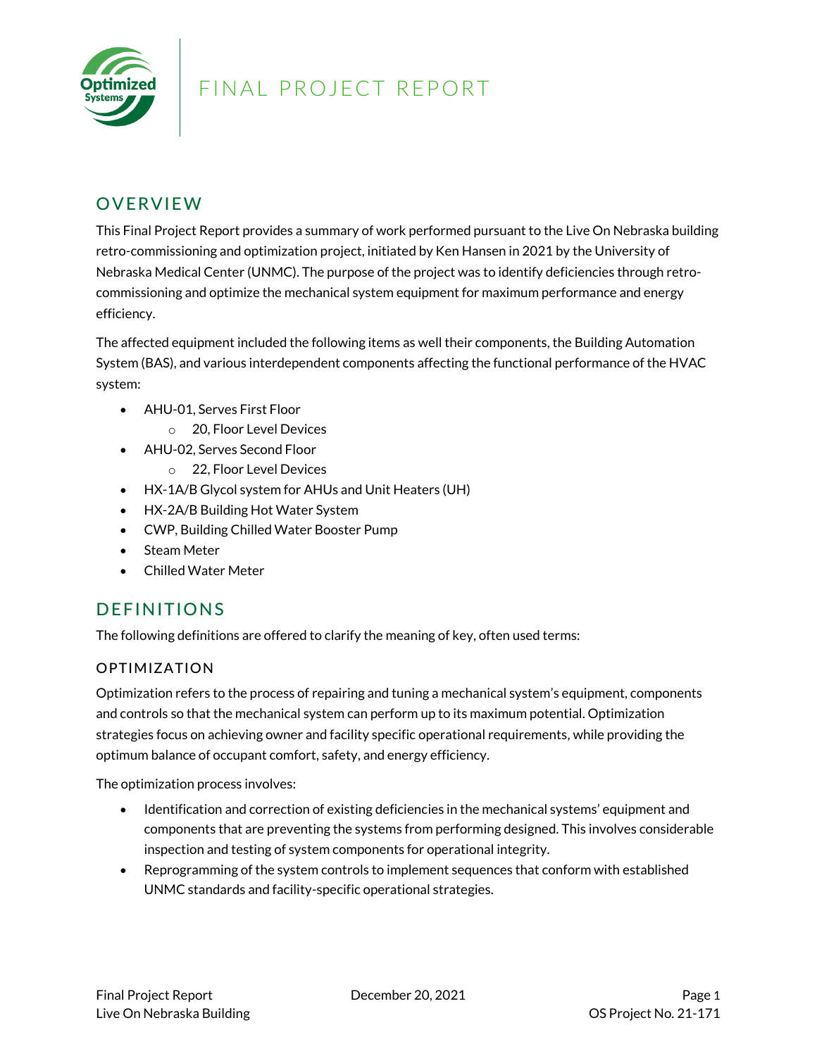# FINAL PROJECT REPORT

## OVERVIEW

This Final Project Report provides a summary of work performed pursuant to the Live On Nebraska building retro-commissioning and optimization project, initiated by Ken Hansen in 2021 by the University of Nebraska Medical Center (UNMC). The purpose of the project was to identify deficiencies through retro-commissioning and optimize the mechanical system equipment for maximum performance and energy efficiency.

The affected equipment included the following items as well their components, the Building Automation System (BAS), and various interdependent components affecting the functional performance of the HVAC system:

- AHU-01, Serves First Floor
  - 20, Floor Level Devices
- AHU-02, Serves Second Floor
  - 22, Floor Level Devices
- HX-1A/B Glycol system for AHUs and Unit Heaters (UH)
- HX-2A/B Building Hot Water System
- CWP, Building Chilled Water Booster Pump
- Steam Meter
- Chilled Water Meter

## DEFINITIONS

The following definitions are offered to clarify the meaning of key, often used terms:

### OPTIMIZATION

Optimization refers to the process of repairing and tuning a mechanical system's equipment, components and controls so that the mechanical system can perform up to its maximum potential. Optimization strategies focus on achieving owner and facility specific operational requirements, while providing the optimum balance of occupant comfort, safety, and energy efficiency.

The optimization process involves:

- Identification and correction of existing deficiencies in the mechanical systems' equipment and components that are preventing the systems from performing designed. This involves considerable inspection and testing of system components for operational integrity.
- Reprogramming of the system controls to implement sequences that conform with established UNMC standards and facility-specific operational strategies.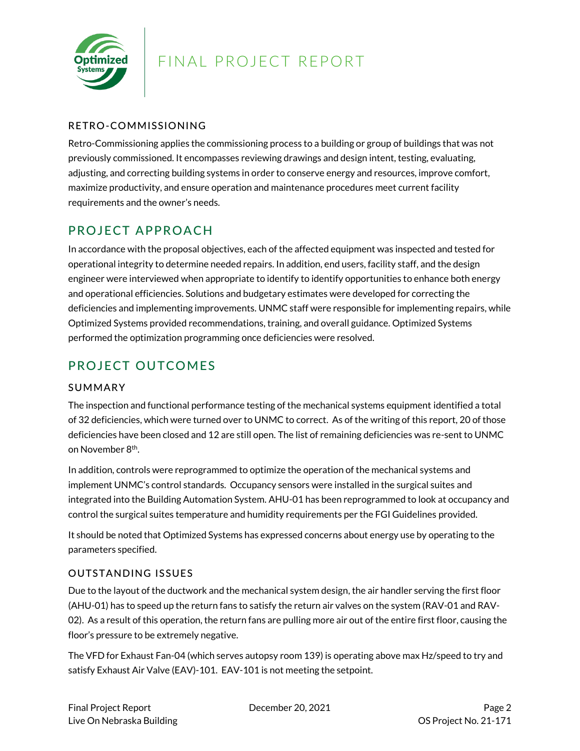### RETRO-COMMISSIONING

Retro-Commissioning applies the commissioning process to a building or group of buildings that was not previously commissioned. It encompasses reviewing drawings and design intent, testing, evaluating, adjusting, and correcting building systems in order to conserve energy and resources, improve comfort, maximize productivity, and ensure operation and maintenance procedures meet current facility requirements and the owner's needs.

## PROJECT APPROACH

In accordance with the proposal objectives, each of the affected equipment was inspected and tested for operational integrity to determine needed repairs. In addition, end users, facility staff, and the design engineer were interviewed when appropriate to identify to identify opportunities to enhance both energy and operational efficiencies. Solutions and budgetary estimates were developed for correcting the deficiencies and implementing improvements. UNMC staff were responsible for implementing repairs, while Optimized Systems provided recommendations, training, and overall guidance. Optimized Systems performed the optimization programming once deficiencies were resolved.

## PROJECT OUTCOMES

### SUMMARY

The inspection and functional performance testing of the mechanical systems equipment identified a total of 32 deficiencies, which were turned over to UNMC to correct. As of the writing of this report, 20 of those deficiencies have been closed and 12 are still open. The list of remaining deficiencies was re-sent to UNMC on November 8th.

In addition, controls were reprogrammed to optimize the operation of the mechanical systems and implement UNMC's control standards. Occupancy sensors were installed in the surgical suites and integrated into the Building Automation System. AHU-01 has been reprogrammed to look at occupancy and control the surgical suites temperature and humidity requirements per the FGI Guidelines provided.

It should be noted that Optimized Systems has expressed concerns about energy use by operating to the parameters specified.

### OUTSTANDING ISSUES

Due to the layout of the ductwork and the mechanical system design, the air handler serving the first floor (AHU-01) has to speed up the return fans to satisfy the return air valves on the system (RAV-01 and RAV-02). As a result of this operation, the return fans are pulling more air out of the entire first floor, causing the floor's pressure to be extremely negative.

The VFD for Exhaust Fan-04 (which serves autopsy room 139) is operating above max Hz/speed to try and satisfy Exhaust Air Valve (EAV)-101. EAV-101 is not meeting the setpoint.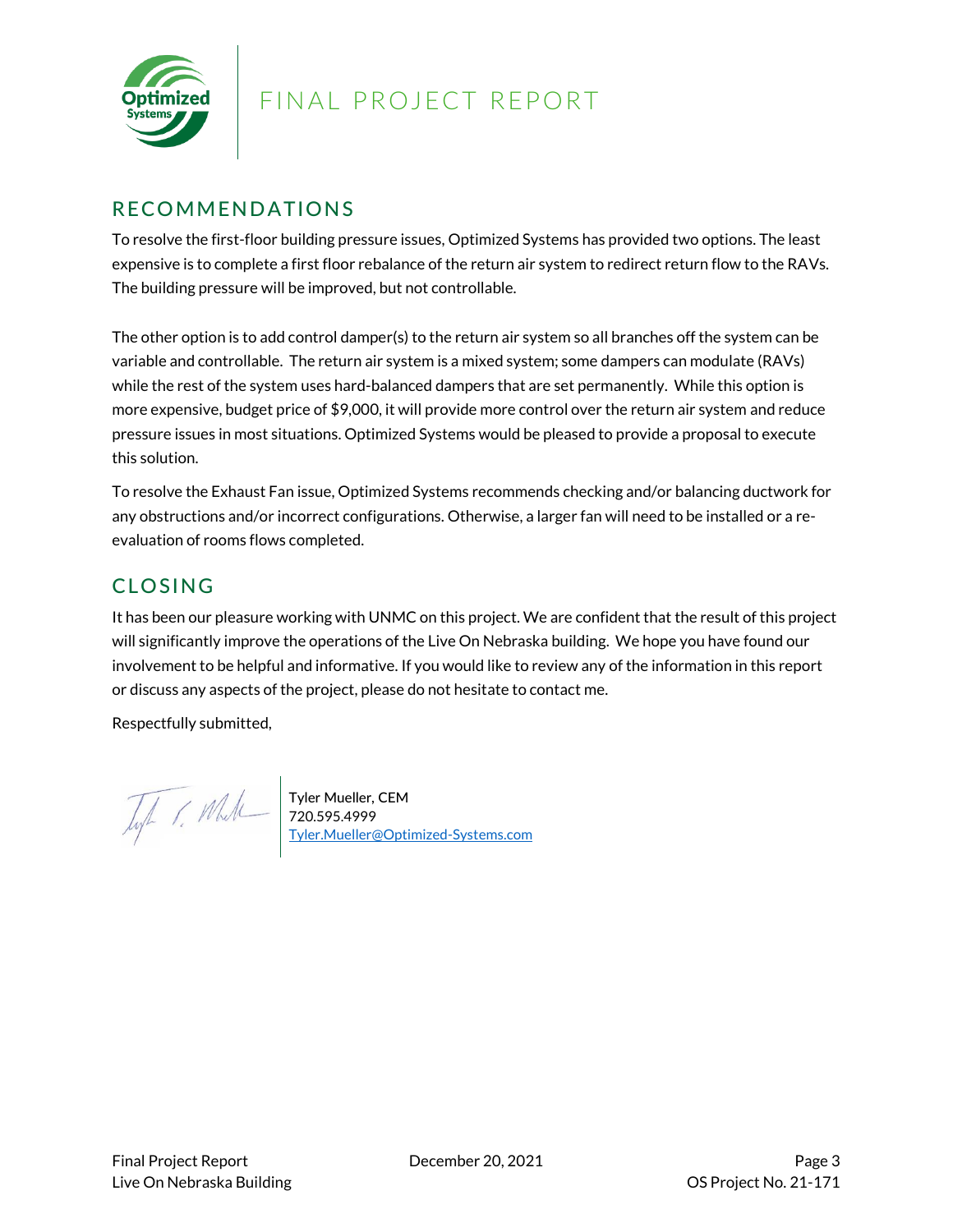## RECOMMENDATIONS

To resolve the first-floor building pressure issues, Optimized Systems has provided two options. The least expensive is to complete a first floor rebalance of the return air system to redirect return flow to the RAVs. The building pressure will be improved, but not controllable.

The other option is to add control damper(s) to the return air system so all branches off the system can be variable and controllable. The return air system is a mixed system; some dampers can modulate (RAVs) while the rest of the system uses hard-balanced dampers that are set permanently. While this option is more expensive, budget price of $9,000, it will provide more control over the return air system and reduce pressure issues in most situations. Optimized Systems would be pleased to provide a proposal to execute this solution.

To resolve the Exhaust Fan issue, Optimized Systems recommends checking and/or balancing ductwork for any obstructions and/or incorrect configurations. Otherwise, a larger fan will need to be installed or a re-evaluation of rooms flows completed.

## CLOSING

It has been our pleasure working with UNMC on this project. We are confident that the result of this project will significantly improve the operations of the Live On Nebraska building. We hope you have found our involvement to be helpful and informative. If you would like to review any of the information in this report or discuss any aspects of the project, please do not hesitate to contact me.

Respectfully submitted,

Tyler Mueller, CEM
720.595.4999
Tyler.Mueller@Optimized-Systems.com